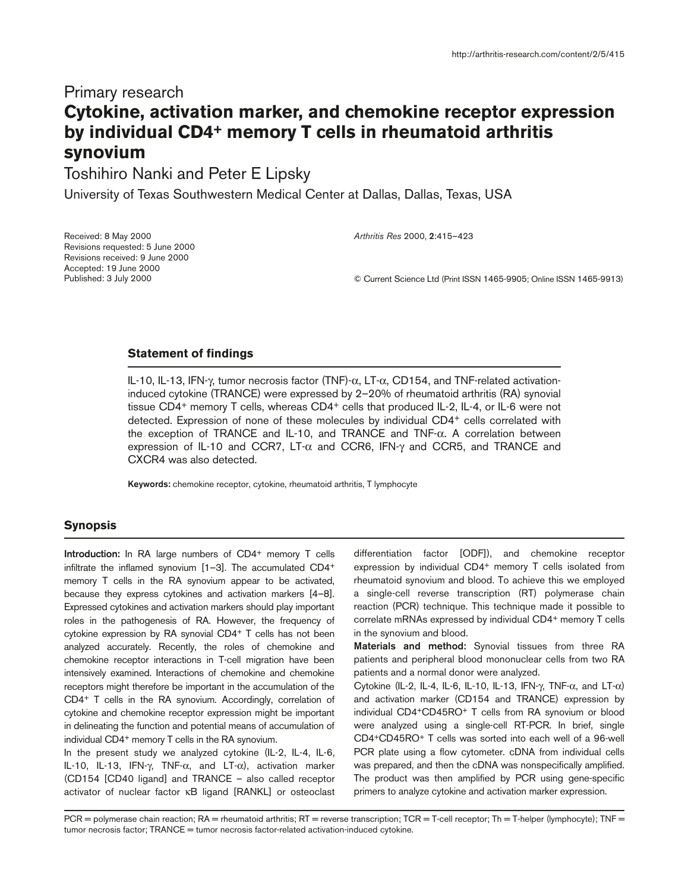Primary research

# Cytokine, activation marker, and chemokine receptor expression by individual CD4+ memory T cells in rheumatoid arthritis synovium

Toshihiro Nanki and Peter E Lipsky

University of Texas Southwestern Medical Center at Dallas, Dallas, Texas, USA

Received: 8 May 2000
Revisions requested: 5 June 2000
Revisions received: 9 June 2000
Accepted: 19 June 2000
Published: 3 July 2000

*Arthritis Res* 2000, **2**:415–423

© Current Science Ltd (Print ISSN 1465-9905; Online ISSN 1465-9913)

## Statement of findings

IL-10, IL-13, IFN-γ, tumor necrosis factor (TNF)-α, LT-α, CD154, and TNF-related activation-induced cytokine (TRANCE) were expressed by 2–20% of rheumatoid arthritis (RA) synovial tissue CD4+ memory T cells, whereas CD4+ cells that produced IL-2, IL-4, or IL-6 were not detected. Expression of none of these molecules by individual CD4+ cells correlated with the exception of TRANCE and IL-10, and TRANCE and TNF-α. A correlation between expression of IL-10 and CCR7, LT-α and CCR6, IFN-γ and CCR5, and TRANCE and CXCR4 was also detected.

**Keywords:** chemokine receptor, cytokine, rheumatoid arthritis, T lymphocyte

## Synopsis

**Introduction:** In RA large numbers of CD4+ memory T cells infiltrate the inflamed synovium [1–3]. The accumulated CD4+ memory T cells in the RA synovium appear to be activated, because they express cytokines and activation markers [4–8]. Expressed cytokines and activation markers should play important roles in the pathogenesis of RA. However, the frequency of cytokine expression by RA synovial CD4+ T cells has not been analyzed accurately. Recently, the roles of chemokine and chemokine receptor interactions in T-cell migration have been intensively examined. Interactions of chemokine and chemokine receptors might therefore be important in the accumulation of the CD4+ T cells in the RA synovium. Accordingly, correlation of cytokine and chemokine receptor expression might be important in delineating the function and potential means of accumulation of individual CD4+ memory T cells in the RA synovium.

In the present study we analyzed cytokine (IL-2, IL-4, IL-6, IL-10, IL-13, IFN-γ, TNF-α, and LT-α), activation marker (CD154 [CD40 ligand] and TRANCE – also called receptor activator of nuclear factor κB ligand [RANKL] or osteoclast differentiation factor [ODF]), and chemokine receptor expression by individual CD4+ memory T cells isolated from rheumatoid synovium and blood. To achieve this we employed a single-cell reverse transcription (RT) polymerase chain reaction (PCR) technique. This technique made it possible to correlate mRNAs expressed by individual CD4+ memory T cells in the synovium and blood.

**Materials and method:** Synovial tissues from three RA patients and peripheral blood mononuclear cells from two RA patients and a normal donor were analyzed.

Cytokine (IL-2, IL-4, IL-6, IL-10, IL-13, IFN-γ, TNF-α, and LT-α) and activation marker (CD154 and TRANCE) expression by individual CD4+CD45RO+ T cells from RA synovium or blood were analyzed using a single-cell RT-PCR. In brief, single CD4+CD45RO+ T cells was sorted into each well of a 96-well PCR plate using a flow cytometer. cDNA from individual cells was prepared, and then the cDNA was nonspecifically amplified. The product was then amplified by PCR using gene-specific primers to analyze cytokine and activation marker expression.

PCR = polymerase chain reaction; RA = rheumatoid arthritis; RT = reverse transcription; TCR = T-cell receptor; Th = T-helper (lymphocyte); TNF = tumor necrosis factor; TRANCE = tumor necrosis factor-related activation-induced cytokine.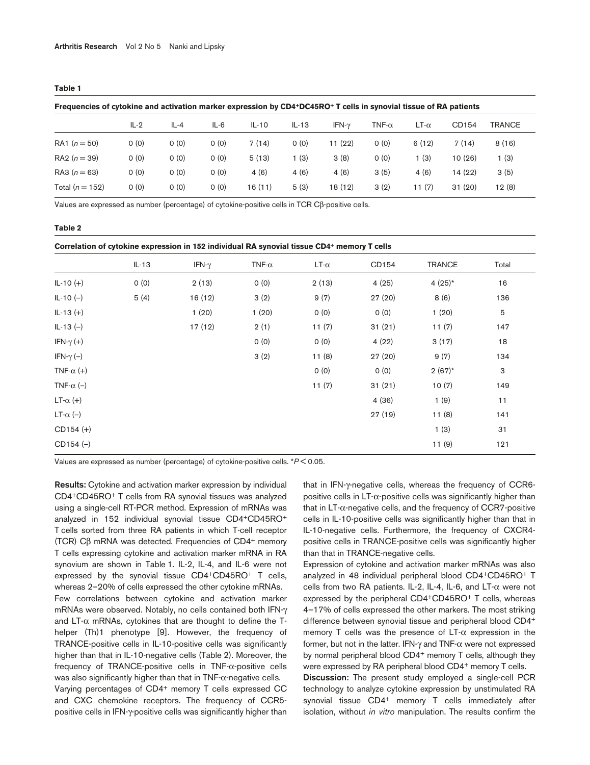**Table 1**

**Frequencies of cytokine and activation marker expression by CD4+DC45RO+ T cells in synovial tissue of RA patients**

| | IL-2 | IL-4 | IL-6 | IL-10 | IL-13 | IFN-γ | TNF-α | LT-α | CD154 | TRANCE |
|---|---|---|---|---|---|---|---|---|---|---|
| RA1 ($n = 50$) | 0 (0) | 0 (0) | 0 (0) | 7 (14) | 0 (0) | 11 (22) | 0 (0) | 6 (12) | 7 (14) | 8 (16) |
| RA2 ($n = 39$) | 0 (0) | 0 (0) | 0 (0) | 5 (13) | 1 (3) | 3 (8) | 0 (0) | 1 (3) | 10 (26) | 1 (3) |
| RA3 ($n = 63$) | 0 (0) | 0 (0) | 0 (0) | 4 (6) | 4 (6) | 4 (6) | 3 (5) | 4 (6) | 14 (22) | 3 (5) |
| Total ($n = 152$) | 0 (0) | 0 (0) | 0 (0) | 16 (11) | 5 (3) | 18 (12) | 3 (2) | 11 (7) | 31 (20) | 12 (8) |

Values are expressed as number (percentage) of cytokine-positive cells in TCR Cβ-positive cells.

**Table 2**

**Correlation of cytokine expression in 152 individual RA synovial tissue CD4+ memory T cells**

| | IL-13 | IFN-γ | TNF-α | LT-α | CD154 | TRANCE | Total |
|---|---|---|---|---|---|---|---|
| IL-10 (+) | 0 (0) | 2 (13) | 0 (0) | 2 (13) | 4 (25) | 4 (25)* | 16 |
| IL-10 (–) | 5 (4) | 16 (12) | 3 (2) | 9 (7) | 27 (20) | 8 (6) | 136 |
| IL-13 (+) | | 1 (20) | 1 (20) | 0 (0) | 0 (0) | 1 (20) | 5 |
| IL-13 (–) | | 17 (12) | 2 (1) | 11 (7) | 31 (21) | 11 (7) | 147 |
| IFN-γ (+) | | | 0 (0) | 0 (0) | 4 (22) | 3 (17) | 18 |
| IFN-γ (–) | | | 3 (2) | 11 (8) | 27 (20) | 9 (7) | 134 |
| TNF-α (+) | | | | 0 (0) | 0 (0) | 2 (67)* | 3 |
| TNF-α (–) | | | | 11 (7) | 31 (21) | 10 (7) | 149 |
| LT-α (+) | | | | | 4 (36) | 1 (9) | 11 |
| LT-α (–) | | | | | 27 (19) | 11 (8) | 141 |
| CD154 (+) | | | | | | 1 (3) | 31 |
| CD154 (–) | | | | | | 11 (9) | 121 |

Values are expressed as number (percentage) of cytokine-positive cells. *$P < 0.05$.

**Results:** Cytokine and activation marker expression by individual CD4+CD45RO+ T cells from RA synovial tissues was analyzed using a single-cell RT-PCR method. Expression of mRNAs was analyzed in 152 individual synovial tissue CD4+CD45RO+ T cells sorted from three RA patients in which T-cell receptor (TCR) Cβ mRNA was detected. Frequencies of CD4+ memory T cells expressing cytokine and activation marker mRNA in RA synovium are shown in Table 1. IL-2, IL-4, and IL-6 were not expressed by the synovial tissue CD4+CD45RO+ T cells, whereas 2–20% of cells expressed the other cytokine mRNAs.

Few correlations between cytokine and activation marker mRNAs were observed. Notably, no cells contained both IFN-γ and LT-α mRNAs, cytokines that are thought to define the T-helper (Th)1 phenotype [9]. However, the frequency of TRANCE-positive cells in IL-10-positive cells was significantly higher than that in IL-10-negative cells (Table 2). Moreover, the frequency of TRANCE-positive cells in TNF-α-positive cells was also significantly higher than that in TNF-α-negative cells.

Varying percentages of CD4+ memory T cells expressed CC and CXC chemokine receptors. The frequency of CCR5-positive cells in IFN-γ-positive cells was significantly higher than that in IFN-γ-negative cells, whereas the frequency of CCR6-positive cells in LT-α-positive cells was significantly higher than that in LT-α-negative cells, and the frequency of CCR7-positive cells in IL-10-positive cells was significantly higher than that in IL-10-negative cells. Furthermore, the frequency of CXCR4-positive cells in TRANCE-positive cells was significantly higher than that in TRANCE-negative cells.

Expression of cytokine and activation marker mRNAs was also analyzed in 48 individual peripheral blood CD4+CD45RO+ T cells from two RA patients. IL-2, IL-4, IL-6, and LT-α were not expressed by the peripheral CD4+CD45RO+ T cells, whereas 4–17% of cells expressed the other markers. The most striking difference between synovial tissue and peripheral blood CD4+ memory T cells was the presence of LT-α expression in the former, but not in the latter. IFN-γ and TNF-α were not expressed by normal peripheral blood CD4+ memory T cells, although they were expressed by RA peripheral blood CD4+ memory T cells.

**Discussion:** The present study employed a single-cell PCR technology to analyze cytokine expression by unstimulated RA synovial tissue CD4+ memory T cells immediately after isolation, without *in vitro* manipulation. The results confirm the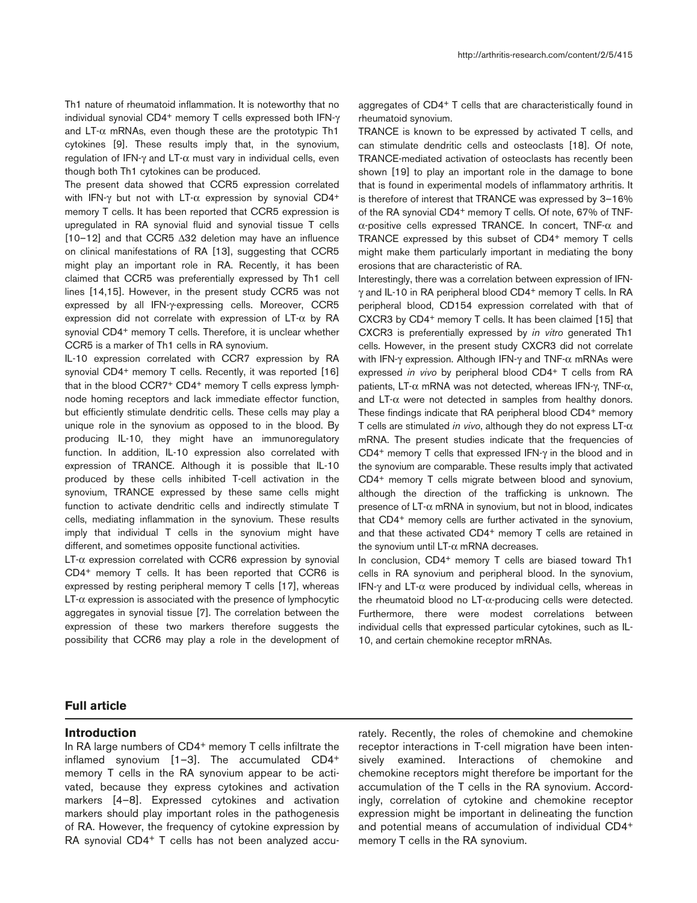Th1 nature of rheumatoid inflammation. It is noteworthy that no individual synovial CD4+ memory T cells expressed both IFN-γ and LT-α mRNAs, even though these are the prototypic Th1 cytokines [9]. These results imply that, in the synovium, regulation of IFN-γ and LT-α must vary in individual cells, even though both Th1 cytokines can be produced.

The present data showed that CCR5 expression correlated with IFN-γ but not with LT-α expression by synovial CD4+ memory T cells. It has been reported that CCR5 expression is upregulated in RA synovial fluid and synovial tissue T cells [10–12] and that CCR5 Δ32 deletion may have an influence on clinical manifestations of RA [13], suggesting that CCR5 might play an important role in RA. Recently, it has been claimed that CCR5 was preferentially expressed by Th1 cell lines [14,15]. However, in the present study CCR5 was not expressed by all IFN-γ-expressing cells. Moreover, CCR5 expression did not correlate with expression of LT-α by RA synovial CD4+ memory T cells. Therefore, it is unclear whether CCR5 is a marker of Th1 cells in RA synovium.

IL-10 expression correlated with CCR7 expression by RA synovial CD4+ memory T cells. Recently, it was reported [16] that in the blood CCR7+ CD4+ memory T cells express lymph-node homing receptors and lack immediate effector function, but efficiently stimulate dendritic cells. These cells may play a unique role in the synovium as opposed to in the blood. By producing IL-10, they might have an immunoregulatory function. In addition, IL-10 expression also correlated with expression of TRANCE. Although it is possible that IL-10 produced by these cells inhibited T-cell activation in the synovium, TRANCE expressed by these same cells might function to activate dendritic cells and indirectly stimulate T cells, mediating inflammation in the synovium. These results imply that individual T cells in the synovium might have different, and sometimes opposite functional activities.

LT-α expression correlated with CCR6 expression by synovial CD4+ memory T cells. It has been reported that CCR6 is expressed by resting peripheral memory T cells [17], whereas LT-α expression is associated with the presence of lymphocytic aggregates in synovial tissue [7]. The correlation between the expression of these two markers therefore suggests the possibility that CCR6 may play a role in the development of aggregates of CD4+ T cells that are characteristically found in rheumatoid synovium.

TRANCE is known to be expressed by activated T cells, and can stimulate dendritic cells and osteoclasts [18]. Of note, TRANCE-mediated activation of osteoclasts has recently been shown [19] to play an important role in the damage to bone that is found in experimental models of inflammatory arthritis. It is therefore of interest that TRANCE was expressed by 3–16% of the RA synovial CD4+ memory T cells. Of note, 67% of TNF-α-positive cells expressed TRANCE. In concert, TNF-α and TRANCE expressed by this subset of CD4+ memory T cells might make them particularly important in mediating the bony erosions that are characteristic of RA.

Interestingly, there was a correlation between expression of IFN-γ and IL-10 in RA peripheral blood CD4+ memory T cells. In RA peripheral blood, CD154 expression correlated with that of CXCR3 by CD4+ memory T cells. It has been claimed [15] that CXCR3 is preferentially expressed by *in vitro* generated Th1 cells. However, in the present study CXCR3 did not correlate with IFN-γ expression. Although IFN-γ and TNF-α mRNAs were expressed *in vivo* by peripheral blood CD4+ T cells from RA patients, LT-α mRNA was not detected, whereas IFN-γ, TNF-α, and LT-α were not detected in samples from healthy donors. These findings indicate that RA peripheral blood CD4+ memory T cells are stimulated *in vivo*, although they do not express LT-α mRNA. The present studies indicate that the frequencies of CD4+ memory T cells that expressed IFN-γ in the blood and in the synovium are comparable. These results imply that activated CD4+ memory T cells migrate between blood and synovium, although the direction of the trafficking is unknown. The presence of LT-α mRNA in synovium, but not in blood, indicates that CD4+ memory cells are further activated in the synovium, and that these activated CD4+ memory T cells are retained in the synovium until LT-α mRNA decreases.

In conclusion, CD4+ memory T cells are biased toward Th1 cells in RA synovium and peripheral blood. In the synovium, IFN-γ and LT-α were produced by individual cells, whereas in the rheumatoid blood no LT-α-producing cells were detected. Furthermore, there were modest correlations between individual cells that expressed particular cytokines, such as IL-10, and certain chemokine receptor mRNAs.

## Full article

### Introduction

In RA large numbers of CD4+ memory T cells infiltrate the inflamed synovium [1–3]. The accumulated CD4+ memory T cells in the RA synovium appear to be activated, because they express cytokines and activation markers [4–8]. Expressed cytokines and activation markers should play important roles in the pathogenesis of RA. However, the frequency of cytokine expression by RA synovial CD4+ T cells has not been analyzed accurately. Recently, the roles of chemokine and chemokine receptor interactions in T-cell migration have been intensively examined. Interactions of chemokine and chemokine receptors might therefore be important for the accumulation of the T cells in the RA synovium. Accordingly, correlation of cytokine and chemokine receptor expression might be important in delineating the function and potential means of accumulation of individual CD4+ memory T cells in the RA synovium.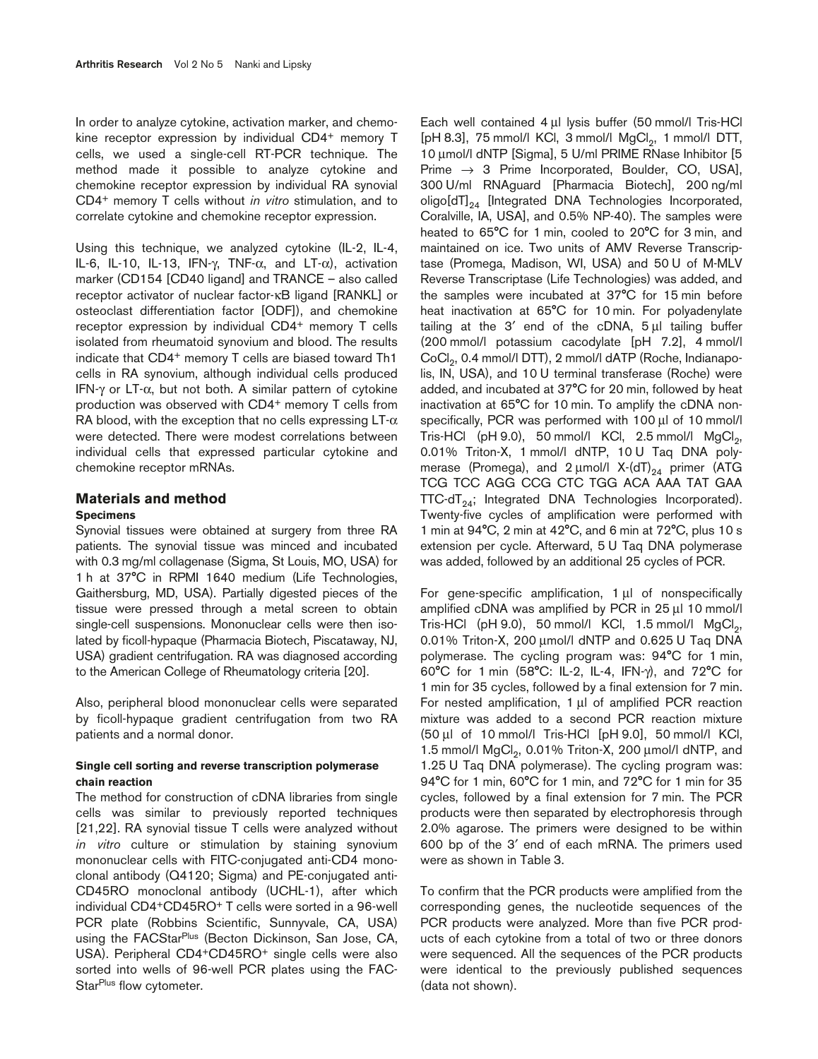In order to analyze cytokine, activation marker, and chemokine receptor expression by individual CD4+ memory T cells, we used a single-cell RT-PCR technique. The method made it possible to analyze cytokine and chemokine receptor expression by individual RA synovial CD4+ memory T cells without *in vitro* stimulation, and to correlate cytokine and chemokine receptor expression.

Using this technique, we analyzed cytokine (IL-2, IL-4, IL-6, IL-10, IL-13, IFN-γ, TNF-α, and LT-α), activation marker (CD154 [CD40 ligand] and TRANCE – also called receptor activator of nuclear factor-κB ligand [RANKL] or osteoclast differentiation factor [ODF]), and chemokine receptor expression by individual CD4+ memory T cells isolated from rheumatoid synovium and blood. The results indicate that CD4+ memory T cells are biased toward Th1 cells in RA synovium, although individual cells produced IFN-γ or LT-α, but not both. A similar pattern of cytokine production was observed with CD4+ memory T cells from RA blood, with the exception that no cells expressing LT-α were detected. There were modest correlations between individual cells that expressed particular cytokine and chemokine receptor mRNAs.

## Materials and method

### Specimens

Synovial tissues were obtained at surgery from three RA patients. The synovial tissue was minced and incubated with 0.3 mg/ml collagenase (Sigma, St Louis, MO, USA) for 1 h at 37°C in RPMI 1640 medium (Life Technologies, Gaithersburg, MD, USA). Partially digested pieces of the tissue were pressed through a metal screen to obtain single-cell suspensions. Mononuclear cells were then isolated by ficoll-hypaque (Pharmacia Biotech, Piscataway, NJ, USA) gradient centrifugation. RA was diagnosed according to the American College of Rheumatology criteria [20].

Also, peripheral blood mononuclear cells were separated by ficoll-hypaque gradient centrifugation from two RA patients and a normal donor.

### Single cell sorting and reverse transcription polymerase chain reaction

The method for construction of cDNA libraries from single cells was similar to previously reported techniques [21,22]. RA synovial tissue T cells were analyzed without *in vitro* culture or stimulation by staining synovium mononuclear cells with FITC-conjugated anti-CD4 monoclonal antibody (Q4120; Sigma) and PE-conjugated anti-CD45RO monoclonal antibody (UCHL-1), after which individual CD4+CD45RO+ T cells were sorted in a 96-well PCR plate (Robbins Scientific, Sunnyvale, CA, USA) using the FACStar^Plus (Becton Dickinson, San Jose, CA, USA). Peripheral CD4+CD45RO+ single cells were also sorted into wells of 96-well PCR plates using the FACStar^Plus flow cytometer.

Each well contained 4 μl lysis buffer (50 mmol/l Tris-HCl [pH 8.3], 75 mmol/l KCl, 3 mmol/l $MgCl_2$, 1 mmol/l DTT, 10 μmol/l dNTP [Sigma], 5 U/ml PRIME RNase Inhibitor [5 Prime → 3 Prime Incorporated, Boulder, CO, USA], 300 U/ml RNAguard [Pharmacia Biotech], 200 ng/ml oligo$[dT]_{24}$ [Integrated DNA Technologies Incorporated, Coralville, IA, USA], and 0.5% NP-40). The samples were heated to 65°C for 1 min, cooled to 20°C for 3 min, and maintained on ice. Two units of AMV Reverse Transcriptase (Promega, Madison, WI, USA) and 50 U of M-MLV Reverse Transcriptase (Life Technologies) was added, and the samples were incubated at 37°C for 15 min before heat inactivation at 65°C for 10 min. For polyadenylate tailing at the 3′ end of the cDNA, 5 μl tailing buffer (200 mmol/l potassium cacodylate [pH 7.2], 4 mmol/l $CoCl_2$, 0.4 mmol/l DTT), 2 mmol/l dATP (Roche, Indianapolis, IN, USA), and 10 U terminal transferase (Roche) were added, and incubated at 37°C for 20 min, followed by heat inactivation at 65°C for 10 min. To amplify the cDNA nonspecifically, PCR was performed with 100 μl of 10 mmol/l Tris-HCl (pH 9.0), 50 mmol/l KCl, 2.5 mmol/l $MgCl_2$, 0.01% Triton-X, 1 mmol/l dNTP, 10 U Taq DNA polymerase (Promega), and 2 μmol/l X-$(dT)_{24}$ primer (ATG TCG TCC AGG CCG CTC TGG ACA AAA TAT GAA TTC-$dT_{24}$; Integrated DNA Technologies Incorporated). Twenty-five cycles of amplification were performed with 1 min at 94°C, 2 min at 42°C, and 6 min at 72°C, plus 10 s extension per cycle. Afterward, 5 U Taq DNA polymerase was added, followed by an additional 25 cycles of PCR.

For gene-specific amplification, 1 μl of nonspecifically amplified cDNA was amplified by PCR in 25 μl 10 mmol/l Tris-HCl (pH 9.0), 50 mmol/l KCl, 1.5 mmol/l $MgCl_2$, 0.01% Triton-X, 200 μmol/l dNTP and 0.625 U Taq DNA polymerase. The cycling program was: 94°C for 1 min, 60°C for 1 min (58°C: IL-2, IL-4, IFN-γ), and 72°C for 1 min for 35 cycles, followed by a final extension for 7 min. For nested amplification, 1 μl of amplified PCR reaction mixture was added to a second PCR reaction mixture (50 μl of 10 mmol/l Tris-HCl [pH 9.0], 50 mmol/l KCl, 1.5 mmol/l $MgCl_2$, 0.01% Triton-X, 200 μmol/l dNTP, and 1.25 U Taq DNA polymerase). The cycling program was: 94°C for 1 min, 60°C for 1 min, and 72°C for 1 min for 35 cycles, followed by a final extension for 7 min. The PCR products were then separated by electrophoresis through 2.0% agarose. The primers were designed to be within 600 bp of the 3′ end of each mRNA. The primers used were as shown in Table 3.

To confirm that the PCR products were amplified from the corresponding genes, the nucleotide sequences of the PCR products were analyzed. More than five PCR products of each cytokine from a total of two or three donors were sequenced. All the sequences of the PCR products were identical to the previously published sequences (data not shown).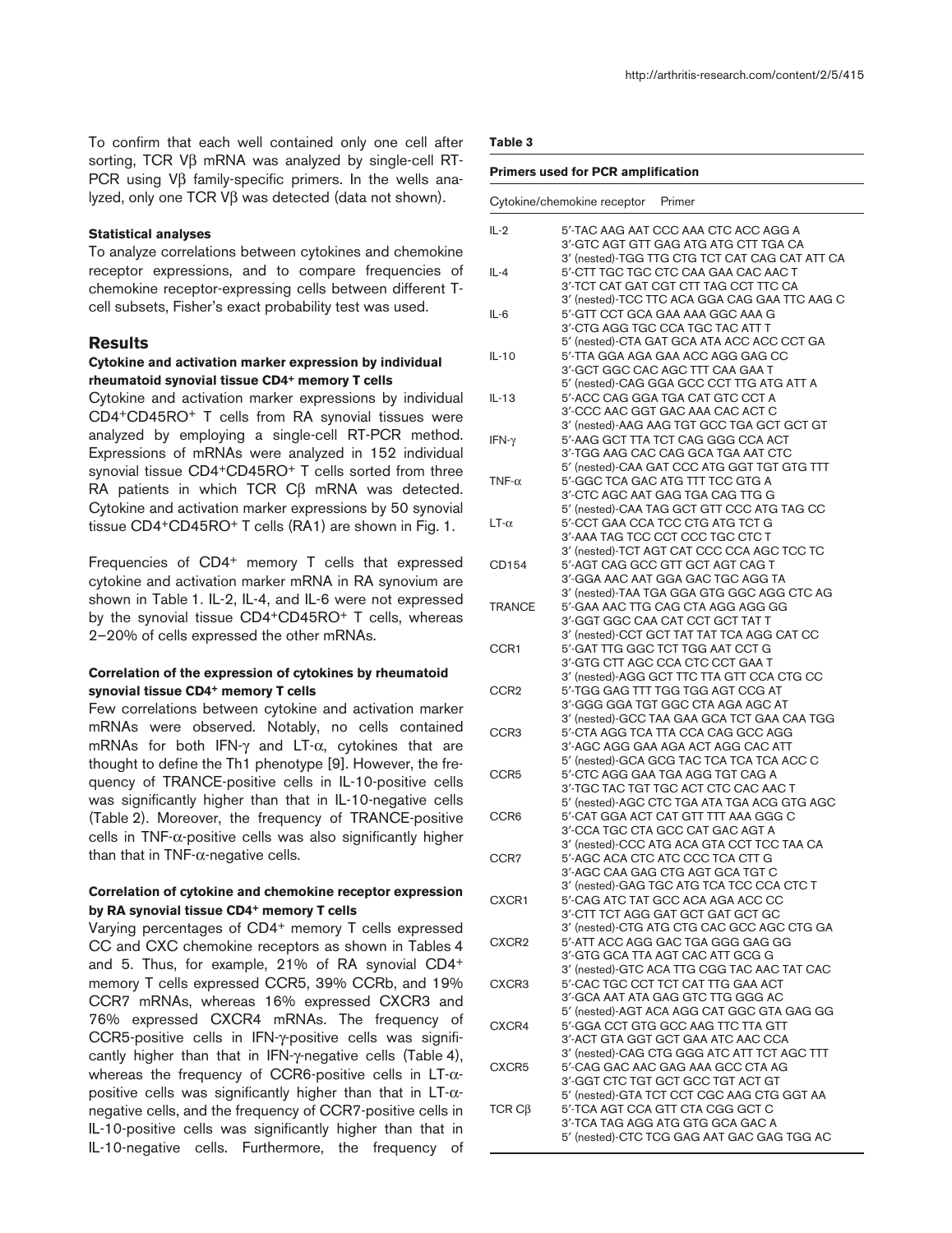To confirm that each well contained only one cell after sorting, TCR Vβ mRNA was analyzed by single-cell RT-PCR using Vβ family-specific primers. In the wells analyzed, only one TCR Vβ was detected (data not shown).

### Statistical analyses

To analyze correlations between cytokines and chemokine receptor expressions, and to compare frequencies of chemokine receptor-expressing cells between different T-cell subsets, Fisher's exact probability test was used.

## Results

### Cytokine and activation marker expression by individual rheumatoid synovial tissue CD4+ memory T cells

Cytokine and activation marker expressions by individual CD4+CD45RO+ T cells from RA synovial tissues were analyzed by employing a single-cell RT-PCR method. Expressions of mRNAs were analyzed in 152 individual synovial tissue CD4+CD45RO+ T cells sorted from three RA patients in which TCR Cβ mRNA was detected. Cytokine and activation marker expressions by 50 synovial tissue CD4+CD45RO+ T cells (RA1) are shown in Fig. 1.

Frequencies of CD4+ memory T cells that expressed cytokine and activation marker mRNA in RA synovium are shown in Table 1. IL-2, IL-4, and IL-6 were not expressed by the synovial tissue CD4+CD45RO+ T cells, whereas 2–20% of cells expressed the other mRNAs.

### Correlation of the expression of cytokines by rheumatoid synovial tissue CD4+ memory T cells

Few correlations between cytokine and activation marker mRNAs were observed. Notably, no cells contained mRNAs for both IFN-γ and LT-α, cytokines that are thought to define the Th1 phenotype [9]. However, the frequency of TRANCE-positive cells in IL-10-positive cells was significantly higher than that in IL-10-negative cells (Table 2). Moreover, the frequency of TRANCE-positive cells in TNF-α-positive cells was also significantly higher than that in TNF-α-negative cells.

### Correlation of cytokine and chemokine receptor expression by RA synovial tissue CD4+ memory T cells

Varying percentages of CD4+ memory T cells expressed CC and CXC chemokine receptors as shown in Tables 4 and 5. Thus, for example, 21% of RA synovial CD4+ memory T cells expressed CCR5, 39% CCRb, and 19% CCR7 mRNAs, whereas 16% expressed CXCR3 and 76% expressed CXCR4 mRNAs. The frequency of CCR5-positive cells in IFN-γ-positive cells was significantly higher than that in IFN-γ-negative cells (Table 4), whereas the frequency of CCR6-positive cells in LT-α-positive cells was significantly higher than that in LT-α-negative cells, and the frequency of CCR7-positive cells in IL-10-positive cells was significantly higher than that in IL-10-negative cells. Furthermore, the frequency of

**Table 3**

**Primers used for PCR amplification**

| Cytokine/chemokine receptor | Primer |
|---|---|
| IL-2 | 5′-TAC AAG AAT CCC AAA CTC ACC AGG A<br>3′-GTC AGT GTT GAG ATG ATG CTT TGA CA<br>3′ (nested)-TGG TTG CTG TCT CAT CAG CAT ATT CA |
| IL-4 | 5′-CTT TGC TGC CTC CAA GAA CAC AAC T<br>3′-TCT CAT GAT CGT CTT TAG CCT TTC CA<br>3′ (nested)-TCC TTC ACA GGA CAG GAA TTC AAG C |
| IL-6 | 5′-GTT CCT GCA GAA AAA GGC AAA G<br>3′-CTG AGG TGC CCA TGC TAC ATT T<br>5′ (nested)-CTA GAT GCA ATA ACC ACC CCT GA |
| IL-10 | 5′-TTA GGA AGA GAA ACC AGG GAG CC<br>3′-GCT GGC CAC AGC TTT CAA GAA T<br>5′ (nested)-CAG GGA GCC CCT TTG ATG ATT A |
| IL-13 | 5′-ACC CAG GGA TGA CAT GTC CCT A<br>3′-CCC AAC GGT GAC AAA CAC ACT C<br>3′ (nested)-AAG AAG TGT GCC TGA GCT GCT GT |
| IFN-γ | 5′-AAG GCT TTA TCT CAG GGG CCA ACT<br>3′-TGG AAG CAC CAG GCA TGA AAT CTC<br>5′ (nested)-CAA GAT CCC ATG GGT TGT GTG TTT |
| TNF-α | 5′-GGC TCA GAC ATG TTT TCC GTG A<br>3′-CTC AGC AAT GAG TGA CAG TTG G<br>5′ (nested)-CAA TAG GCT GTT CCC ATG TAG CC |
| LT-α | 5′-CCT GAA CCA TCC CTG ATG TCT G<br>3′-AAA TAG TCC CCT CCC TGC CTC T<br>3′ (nested)-TCT AGT CAT CCC CCA AGC TCC TC |
| CD154 | 5′-AGT CAG GCC GTT GCT AGT CAG T<br>3′-GGA AAC AAT GGA GAC TGC AGG TA<br>3′ (nested)-TAA TGA GGA GTG GGC AGG CTC AG |
| TRANCE | 5′-GAA AAC TTG CAG CTA AGG AGG GG<br>3′-GGT GGC CAA CAT CCT GCT TAT T<br>3′ (nested)-CCT GCT TAT TAT TCA AGG CAT CC |
| CCR1 | 5′-GAT TTG GGC TCT TGG AAT CCT G<br>3′-GTG CTT AGC CCA CTC CCT GAA T<br>3′ (nested)-AGG GCT TTC TTA GTT CCA CTG CC |
| CCR2 | 5′-TGG GAG TTT TGG TGG AGT CCG AT<br>3′-GGG GGA TGT GGC CTA AGA AGC AT<br>3′ (nested)-GCC TAA GAA GCA TCT GAA CAA TGG |
| CCR3 | 5′-CTA AGG TCA TTA CCA CAG GCC AGG<br>3′-AGC AGG GAA AGA ACT AGG CAC ATT<br>5′ (nested)-GCA GCG TAC TCA TCA TCA ACC C |
| CCR5 | 5′-CTC AGG GAA TGA AGG TGT CAG A<br>3′-TGC TAC TGT TGC ACT CTC CAC AAC T<br>5′ (nested)-AGC CTC TGA ATA TGA ACG GTG AGC |
| CCR6 | 5′-CAT GGA ACT CAT GTT TTT AAA GGG C<br>3′-CCA TGC CTA GCC CAT GAC AGT A<br>3′ (nested)-CCC ATG ACA GTA CCT TCC TAA CA |
| CCR7 | 5′-AGC ACA CTC ATC CCC TCA CTT G<br>3′-AGC CAA GAG CTG AGT GCA TGT C<br>3′ (nested)-GAG TGC ATG TCA TCC CCA CTC T |
| CXCR1 | 5′-CAG ATC TAT GCC ACA AGA ACC CC<br>3′-CTT TCT AGG GAT GCT GAT GCT GC<br>3′ (nested)-CTG ATG CTG CAC GCC AGC CTG GA |
| CXCR2 | 5′-ATT ACC AGG GAC TGA GGG GAG GG<br>3′-GTG GCA TTA AGT CAC ATT GCG G<br>3′ (nested)-GTC ACA TTG CGG TAC AAC TAT CAC |
| CXCR3 | 5′-CAC TGC CCT TCT CAT TTG GAA ACT<br>3′-GCA AAT ATA GAG GTC TTG GGG AC<br>5′ (nested)-AGT ACA AGG CAT GGC GTA GAG GG |
| CXCR4 | 5′-GGA CCT GTG GCC AAG TTC TTA GTT<br>3′-ACT GTA GGT GCT GAA ATC AAC CCA<br>3′ (nested)-CAG CTG GGG ATC ATT TCT AGC TTT |
| CXCR5 | 5′-CAG GAC AAC GAG AAA GCC CTA AG<br>3′-GGT CTC TGT GCT GCC TGT ACT GT<br>5′ (nested)-GTA TCT CCT CGC AAG CTG GGT AA |
| TCR Cβ | 5′-TCA AGT CCA GTT CTA CGG GCT C<br>3′-TCA TAG AGG ATG GTG GCA GAC A<br>5′ (nested)-CTC TCG GAG AAT GAC GAG TGG AC |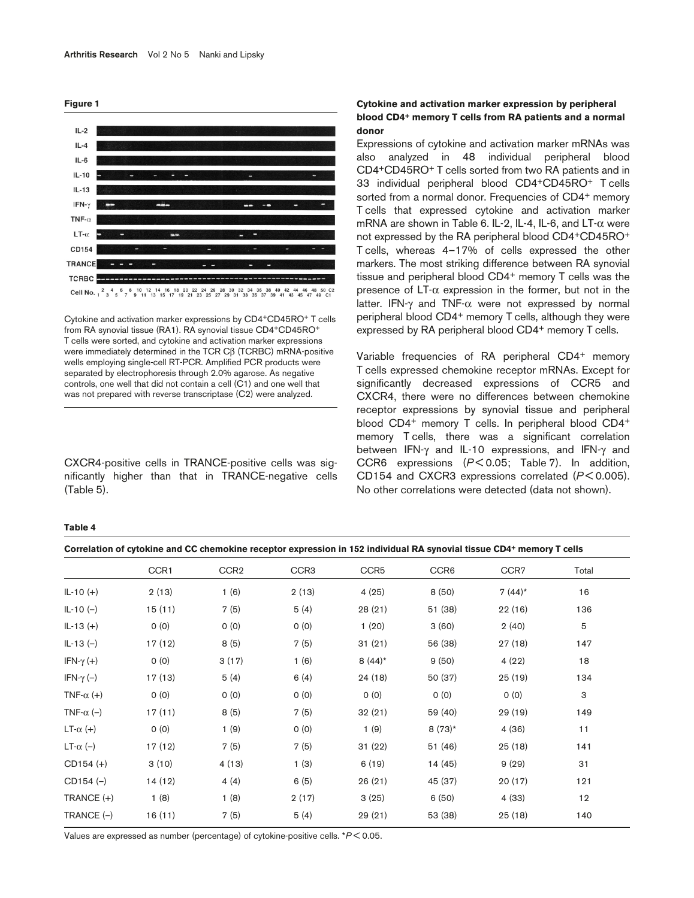**Figure 1**

Cytokine and activation marker expressions by CD4+CD45RO+ T cells from RA synovial tissue (RA1). RA synovial tissue CD4+CD45RO+ T cells were sorted, and cytokine and activation marker expressions were immediately determined in the TCR Cβ (TCRBC) mRNA-positive wells employing single-cell RT-PCR. Amplified PCR products were separated by electrophoresis through 2.0% agarose. As negative controls, one well that did not contain a cell (C1) and one well that was not prepared with reverse transcriptase (C2) were analyzed.

CXCR4-positive cells in TRANCE-positive cells was significantly higher than that in TRANCE-negative cells (Table 5).

### Cytokine and activation marker expression by peripheral blood CD4+ memory T cells from RA patients and a normal donor

Expressions of cytokine and activation marker mRNAs was also analyzed in 48 individual peripheral blood CD4+CD45RO+ T cells sorted from two RA patients and in 33 individual peripheral blood CD4+CD45RO+ T cells sorted from a normal donor. Frequencies of CD4+ memory T cells that expressed cytokine and activation marker mRNA are shown in Table 6. IL-2, IL-4, IL-6, and LT-α were not expressed by the RA peripheral blood CD4+CD45RO+ T cells, whereas 4–17% of cells expressed the other markers. The most striking difference between RA synovial tissue and peripheral blood CD4+ memory T cells was the presence of LT-α expression in the former, but not in the latter. IFN-γ and TNF-α were not expressed by normal peripheral blood CD4+ memory T cells, although they were expressed by RA peripheral blood CD4+ memory T cells.

Variable frequencies of RA peripheral CD4+ memory T cells expressed chemokine receptor mRNAs. Except for significantly decreased expressions of CCR5 and CXCR4, there were no differences between chemokine receptor expressions by synovial tissue and peripheral blood CD4+ memory T cells. In peripheral blood CD4+ memory T cells, there was a significant correlation between IFN-γ and IL-10 expressions, and IFN-γ and CCR6 expressions ($P < 0.05$; Table 7). In addition, CD154 and CXCR3 expressions correlated ($P < 0.005$). No other correlations were detected (data not shown).

**Table 4**

Correlation of cytokine and CC chemokine receptor expression in 152 individual RA synovial tissue CD4+ memory T cells

| | CCR1 | CCR2 | CCR3 | CCR5 | CCR6 | CCR7 | Total |
|---|---|---|---|---|---|---|---|
| IL-10 (+) | 2 (13) | 1 (6) | 2 (13) | 4 (25) | 8 (50) | 7 (44)* | 16 |
| IL-10 (–) | 15 (11) | 7 (5) | 5 (4) | 28 (21) | 51 (38) | 22 (16) | 136 |
| IL-13 (+) | 0 (0) | 0 (0) | 0 (0) | 1 (20) | 3 (60) | 2 (40) | 5 |
| IL-13 (–) | 17 (12) | 8 (5) | 7 (5) | 31 (21) | 56 (38) | 27 (18) | 147 |
| IFN-γ (+) | 0 (0) | 3 (17) | 1 (6) | 8 (44)* | 9 (50) | 4 (22) | 18 |
| IFN-γ (–) | 17 (13) | 5 (4) | 6 (4) | 24 (18) | 50 (37) | 25 (19) | 134 |
| TNF-α (+) | 0 (0) | 0 (0) | 0 (0) | 0 (0) | 0 (0) | 0 (0) | 3 |
| TNF-α (–) | 17 (11) | 8 (5) | 7 (5) | 32 (21) | 59 (40) | 29 (19) | 149 |
| LT-α (+) | 0 (0) | 1 (9) | 0 (0) | 1 (9) | 8 (73)* | 4 (36) | 11 |
| LT-α (–) | 17 (12) | 7 (5) | 7 (5) | 31 (22) | 51 (46) | 25 (18) | 141 |
| CD154 (+) | 3 (10) | 4 (13) | 1 (3) | 6 (19) | 14 (45) | 9 (29) | 31 |
| CD154 (–) | 14 (12) | 4 (4) | 6 (5) | 26 (21) | 45 (37) | 20 (17) | 121 |
| TRANCE (+) | 1 (8) | 1 (8) | 2 (17) | 3 (25) | 6 (50) | 4 (33) | 12 |
| TRANCE (–) | 16 (11) | 7 (5) | 5 (4) | 29 (21) | 53 (38) | 25 (18) | 140 |

Values are expressed as number (percentage) of cytokine-positive cells. *$P < 0.05$.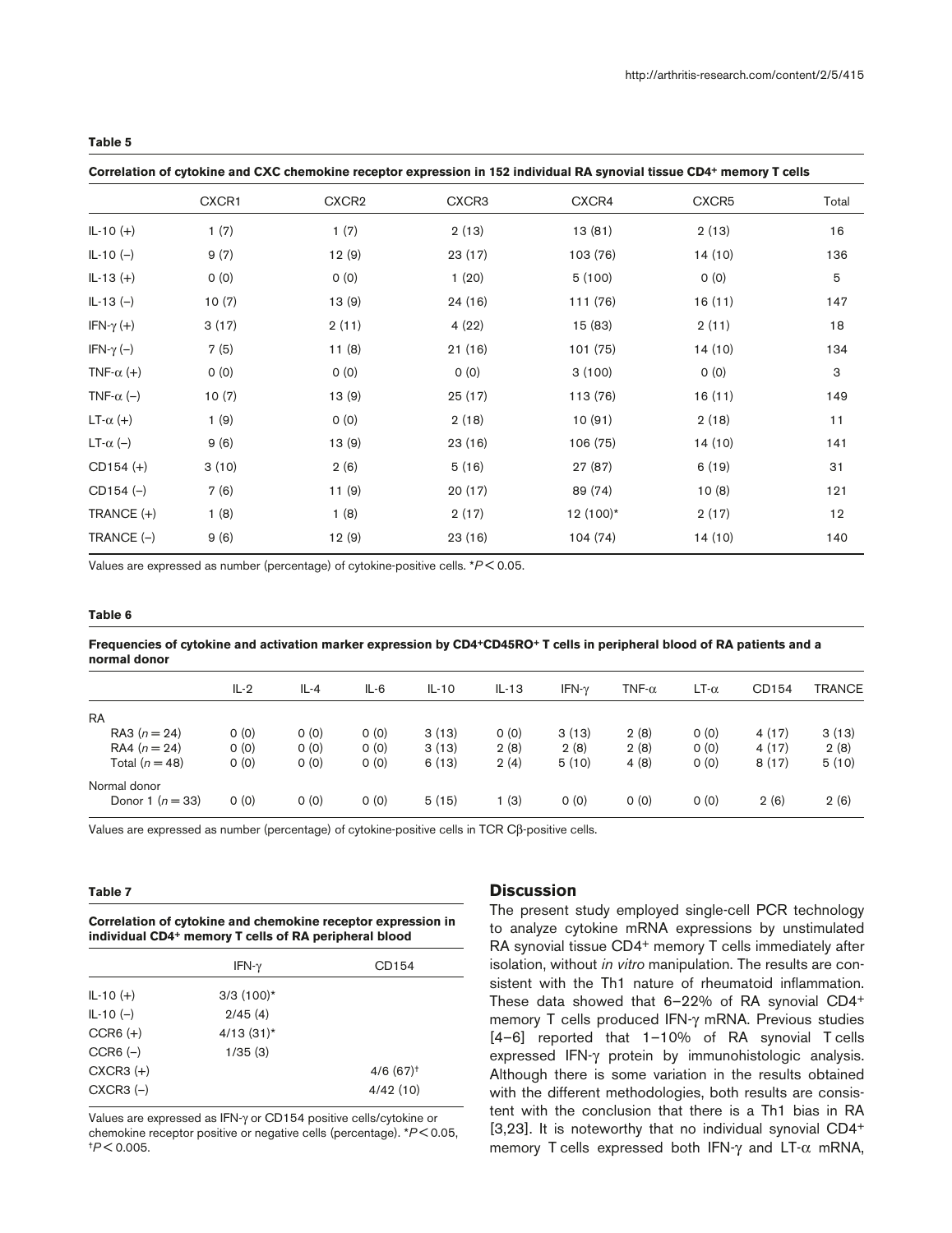**Table 5**

**Correlation of cytokine and CXC chemokine receptor expression in 152 individual RA synovial tissue $CD4^+$ memory T cells**

| | CXCR1 | CXCR2 | CXCR3 | CXCR4 | CXCR5 | Total |
|---|---|---|---|---|---|---|
| IL-10 (+) | 1 (7) | 1 (7) | 2 (13) | 13 (81) | 2 (13) | 16 |
| IL-10 (–) | 9 (7) | 12 (9) | 23 (17) | 103 (76) | 14 (10) | 136 |
| IL-13 (+) | 0 (0) | 0 (0) | 1 (20) | 5 (100) | 0 (0) | 5 |
| IL-13 (–) | 10 (7) | 13 (9) | 24 (16) | 111 (76) | 16 (11) | 147 |
| IFN-γ (+) | 3 (17) | 2 (11) | 4 (22) | 15 (83) | 2 (11) | 18 |
| IFN-γ (–) | 7 (5) | 11 (8) | 21 (16) | 101 (75) | 14 (10) | 134 |
| TNF-α (+) | 0 (0) | 0 (0) | 0 (0) | 3 (100) | 0 (0) | 3 |
| TNF-α (–) | 10 (7) | 13 (9) | 25 (17) | 113 (76) | 16 (11) | 149 |
| LT-α (+) | 1 (9) | 0 (0) | 2 (18) | 10 (91) | 2 (18) | 11 |
| LT-α (–) | 9 (6) | 13 (9) | 23 (16) | 106 (75) | 14 (10) | 141 |
| CD154 (+) | 3 (10) | 2 (6) | 5 (16) | 27 (87) | 6 (19) | 31 |
| CD154 (–) | 7 (6) | 11 (9) | 20 (17) | 89 (74) | 10 (8) | 121 |
| TRANCE (+) | 1 (8) | 1 (8) | 2 (17) | 12 (100)* | 2 (17) | 12 |
| TRANCE (–) | 9 (6) | 12 (9) | 23 (16) | 104 (74) | 14 (10) | 140 |

Values are expressed as number (percentage) of cytokine-positive cells. *$P < 0.05$.

**Table 6**

**Frequencies of cytokine and activation marker expression by $CD4^+CD45RO^+$ T cells in peripheral blood of RA patients and a normal donor**

| | IL-2 | IL-4 | IL-6 | IL-10 | IL-13 | IFN-γ | TNF-α | LT-α | CD154 | TRANCE |
|---|---|---|---|---|---|---|---|---|---|---|
| RA | | | | | | | | | | |
| RA3 ($n = 24$) | 0 (0) | 0 (0) | 0 (0) | 3 (13) | 0 (0) | 3 (13) | 2 (8) | 0 (0) | 4 (17) | 3 (13) |
| RA4 ($n = 24$) | 0 (0) | 0 (0) | 0 (0) | 3 (13) | 2 (8) | 2 (8) | 2 (8) | 0 (0) | 4 (17) | 2 (8) |
| Total ($n = 48$) | 0 (0) | 0 (0) | 0 (0) | 6 (13) | 2 (4) | 5 (10) | 4 (8) | 0 (0) | 8 (17) | 5 (10) |
| Normal donor | | | | | | | | | | |
| Donor 1 ($n = 33$) | 0 (0) | 0 (0) | 0 (0) | 5 (15) | 1 (3) | 0 (0) | 0 (0) | 0 (0) | 2 (6) | 2 (6) |

Values are expressed as number (percentage) of cytokine-positive cells in TCR Cβ-positive cells.

**Table 7**

**Correlation of cytokine and chemokine receptor expression in individual $CD4^+$ memory T cells of RA peripheral blood**

| | IFN-γ | CD154 |
|---|---|---|
| IL-10 (+) | 3/3 (100)* | |
| IL-10 (–) | 2/45 (4) | |
| CCR6 (+) | 4/13 (31)* | |
| CCR6 (–) | 1/35 (3) | |
| CXCR3 (+) | | 4/6 (67)[†] |
| CXCR3 (–) | | 4/42 (10) |

Values are expressed as IFN-γ or CD154 positive cells/cytokine or chemokine receptor positive or negative cells (percentage). *$P < 0.05$, [†]$P < 0.005$.

## Discussion

The present study employed single-cell PCR technology to analyze cytokine mRNA expressions by unstimulated RA synovial tissue $CD4^+$ memory T cells immediately after isolation, without *in vitro* manipulation. The results are consistent with the Th1 nature of rheumatoid inflammation. These data showed that 6–22% of RA synovial $CD4^+$ memory T cells produced IFN-γ mRNA. Previous studies [4–6] reported that 1–10% of RA synovial T cells expressed IFN-γ protein by immunohistologic analysis. Although there is some variation in the results obtained with the different methodologies, both results are consistent with the conclusion that there is a Th1 bias in RA [3,23]. It is noteworthy that no individual synovial $CD4^+$ memory T cells expressed both IFN-γ and LT-α mRNA,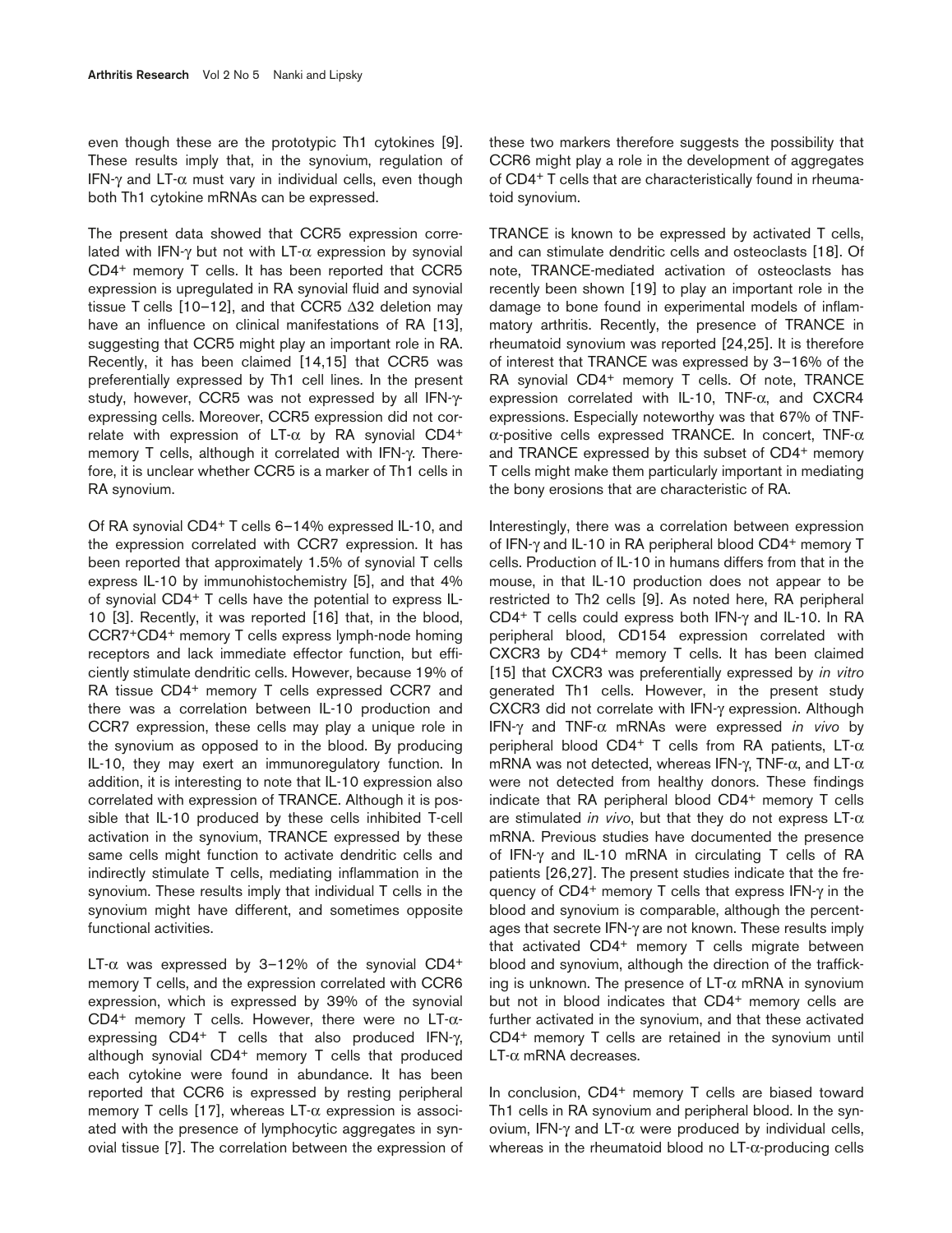even though these are the prototypic Th1 cytokines [9]. These results imply that, in the synovium, regulation of IFN-γ and LT-α must vary in individual cells, even though both Th1 cytokine mRNAs can be expressed.

The present data showed that CCR5 expression correlated with IFN-γ but not with LT-α expression by synovial CD4+ memory T cells. It has been reported that CCR5 expression is upregulated in RA synovial fluid and synovial tissue T cells [10–12], and that CCR5 Δ32 deletion may have an influence on clinical manifestations of RA [13], suggesting that CCR5 might play an important role in RA. Recently, it has been claimed [14,15] that CCR5 was preferentially expressed by Th1 cell lines. In the present study, however, CCR5 was not expressed by all IFN-γ-expressing cells. Moreover, CCR5 expression did not correlate with expression of LT-α by RA synovial CD4+ memory T cells, although it correlated with IFN-γ. Therefore, it is unclear whether CCR5 is a marker of Th1 cells in RA synovium.

Of RA synovial CD4+ T cells 6–14% expressed IL-10, and the expression correlated with CCR7 expression. It has been reported that approximately 1.5% of synovial T cells express IL-10 by immunohistochemistry [5], and that 4% of synovial CD4+ T cells have the potential to express IL-10 [3]. Recently, it was reported [16] that, in the blood, CCR7+CD4+ memory T cells express lymph-node homing receptors and lack immediate effector function, but efficiently stimulate dendritic cells. However, because 19% of RA tissue CD4+ memory T cells expressed CCR7 and there was a correlation between IL-10 production and CCR7 expression, these cells may play a unique role in the synovium as opposed to in the blood. By producing IL-10, they may exert an immunoregulatory function. In addition, it is interesting to note that IL-10 expression also correlated with expression of TRANCE. Although it is possible that IL-10 produced by these cells inhibited T-cell activation in the synovium, TRANCE expressed by these same cells might function to activate dendritic cells and indirectly stimulate T cells, mediating inflammation in the synovium. These results imply that individual T cells in the synovium might have different, and sometimes opposite functional activities.

LT-α was expressed by 3–12% of the synovial CD4+ memory T cells, and the expression correlated with CCR6 expression, which is expressed by 39% of the synovial CD4+ memory T cells. However, there were no LT-α-expressing CD4+ T cells that also produced IFN-γ, although synovial CD4+ memory T cells that produced each cytokine were found in abundance. It has been reported that CCR6 is expressed by resting peripheral memory T cells [17], whereas LT-α expression is associated with the presence of lymphocytic aggregates in synovial tissue [7]. The correlation between the expression of these two markers therefore suggests the possibility that CCR6 might play a role in the development of aggregates of CD4+ T cells that are characteristically found in rheumatoid synovium.

TRANCE is known to be expressed by activated T cells, and can stimulate dendritic cells and osteoclasts [18]. Of note, TRANCE-mediated activation of osteoclasts has recently been shown [19] to play an important role in the damage to bone found in experimental models of inflammatory arthritis. Recently, the presence of TRANCE in rheumatoid synovium was reported [24,25]. It is therefore of interest that TRANCE was expressed by 3–16% of the RA synovial CD4+ memory T cells. Of note, TRANCE expression correlated with IL-10, TNF-α, and CXCR4 expressions. Especially noteworthy was that 67% of TNF-α-positive cells expressed TRANCE. In concert, TNF-α and TRANCE expressed by this subset of CD4+ memory T cells might make them particularly important in mediating the bony erosions that are characteristic of RA.

Interestingly, there was a correlation between expression of IFN-γ and IL-10 in RA peripheral blood CD4+ memory T cells. Production of IL-10 in humans differs from that in the mouse, in that IL-10 production does not appear to be restricted to Th2 cells [9]. As noted here, RA peripheral CD4+ T cells could express both IFN-γ and IL-10. In RA peripheral blood, CD154 expression correlated with CXCR3 by CD4+ memory T cells. It has been claimed [15] that CXCR3 was preferentially expressed by *in vitro* generated Th1 cells. However, in the present study CXCR3 did not correlate with IFN-γ expression. Although IFN-γ and TNF-α mRNAs were expressed *in vivo* by peripheral blood CD4+ T cells from RA patients, LT-α mRNA was not detected, whereas IFN-γ, TNF-α, and LT-α were not detected from healthy donors. These findings indicate that RA peripheral blood CD4+ memory T cells are stimulated *in vivo*, but that they do not express LT-α mRNA. Previous studies have documented the presence of IFN-γ and IL-10 mRNA in circulating T cells of RA patients [26,27]. The present studies indicate that the frequency of CD4+ memory T cells that express IFN-γ in the blood and synovium is comparable, although the percentages that secrete IFN-γ are not known. These results imply that activated CD4+ memory T cells migrate between blood and synovium, although the direction of the trafficking is unknown. The presence of LT-α mRNA in synovium but not in blood indicates that CD4+ memory cells are further activated in the synovium, and that these activated CD4+ memory T cells are retained in the synovium until LT-α mRNA decreases.

In conclusion, CD4+ memory T cells are biased toward Th1 cells in RA synovium and peripheral blood. In the synovium, IFN-γ and LT-α were produced by individual cells, whereas in the rheumatoid blood no LT-α-producing cells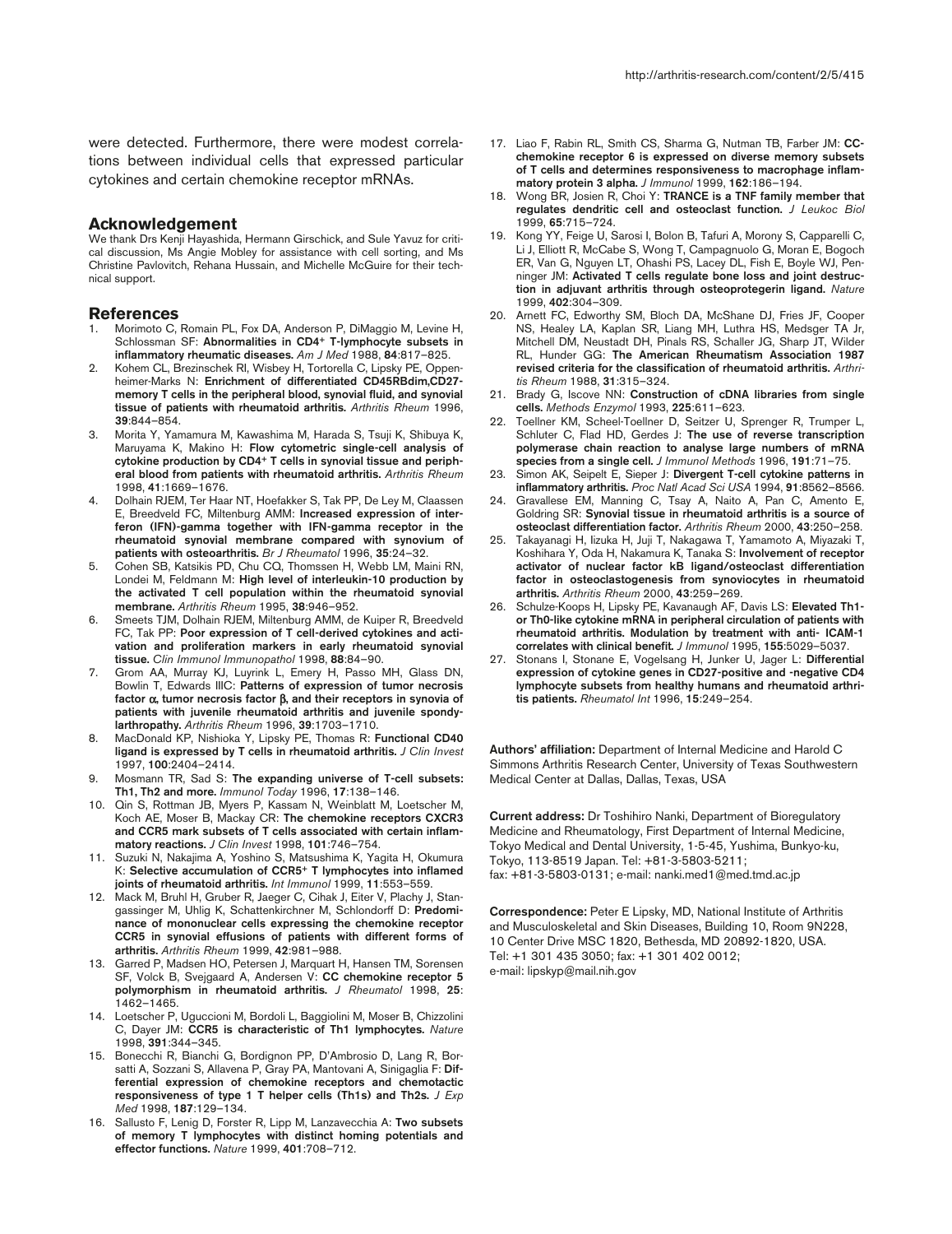were detected. Furthermore, there were modest correlations between individual cells that expressed particular cytokines and certain chemokine receptor mRNAs.

## Acknowledgement

We thank Drs Kenji Hayashida, Hermann Girschick, and Sule Yavuz for critical discussion, Ms Angie Mobley for assistance with cell sorting, and Ms Christine Pavlovitch, Rehana Hussain, and Michelle McGuire for their technical support.

## References

1. Morimoto C, Romain PL, Fox DA, Anderson P, DiMaggio M, Levine H, Schlossman SF: **Abnormalities in CD4+ T-lymphocyte subsets in inflammatory rheumatic diseases.** *Am J Med* 1988, **84**:817–825.
2. Kohem CL, Brezinschek RI, Wisbey H, Tortorella C, Lipsky PE, Oppenheimer-Marks N: **Enrichment of differentiated CD45RBdim,CD27- memory T cells in the peripheral blood, synovial fluid, and synovial tissue of patients with rheumatoid arthritis.** *Arthritis Rheum* 1996, **39**:844–854.
3. Morita Y, Yamamura M, Kawashima M, Harada S, Tsuji K, Shibuya K, Maruyama K, Makino H: **Flow cytometric single-cell analysis of cytokine production by CD4+ T cells in synovial tissue and peripheral blood from patients with rheumatoid arthritis.** *Arthritis Rheum* 1998, **41**:1669–1676.
4. Dolhain RJEM, Ter Haar NT, Hoefakker S, Tak PP, De Ley M, Claassen E, Breedveld FC, Miltenburg AMM: **Increased expression of interferon (IFN)-gamma together with IFN-gamma receptor in the rheumatoid synovial membrane compared with synovium of patients with osteoarthritis.** *Br J Rheumatol* 1996, **35**:24–32.
5. Cohen SB, Katsikis PD, Chu CQ, Thomssen H, Webb LM, Maini RN, Londei M, Feldmann M: **High level of interleukin-10 production by the activated T cell population within the rheumatoid synovial membrane.** *Arthritis Rheum* 1995, **38**:946–952.
6. Smeets TJM, Dolhain RJEM, Miltenburg AMM, de Kuiper R, Breedveld FC, Tak PP: **Poor expression of T cell-derived cytokines and activation and proliferation markers in early rheumatoid synovial tissue.** *Clin Immunol Immunopathol* 1998, **88**:84–90.
7. Grom AA, Murray KJ, Luyrink L, Emery H, Passo MH, Glass DN, Bowlin T, Edwards IIIC: **Patterns of expression of tumor necrosis factor α, tumor necrosis factor β, and their receptors in synovia of patients with juvenile rheumatoid arthritis and juvenile spondylarthropathy.** *Arthritis Rheum* 1996, **39**:1703–1710.
8. MacDonald KP, Nishioka Y, Lipsky PE, Thomas R: **Functional CD40 ligand is expressed by T cells in rheumatoid arthritis.** *J Clin Invest* 1997, **100**:2404–2414.
9. Mosmann TR, Sad S: **The expanding universe of T-cell subsets: Th1, Th2 and more.** *Immunol Today* 1996, **17**:138–146.
10. Qin S, Rottman JB, Myers P, Kassam N, Weinblatt M, Loetscher M, Koch AE, Moser B, Mackay CR: **The chemokine receptors CXCR3 and CCR5 mark subsets of T cells associated with certain inflammatory reactions.** *J Clin Invest* 1998, **101**:746–754.
11. Suzuki N, Nakajima A, Yoshino S, Matsushima K, Yagita H, Okumura K: **Selective accumulation of CCR5+ T lymphocytes into inflamed joints of rheumatoid arthritis.** *Int Immunol* 1999, **11**:553–559.
12. Mack M, Bruhl H, Gruber R, Jaeger C, Cihak J, Eiter V, Plachy J, Stangassinger M, Uhlig K, Schattenkirchner M, Schlondorff D: **Predominance of mononuclear cells expressing the chemokine receptor CCR5 in synovial effusions of patients with different forms of arthritis.** *Arthritis Rheum* 1999, **42**:981–988.
13. Garred P, Madsen HO, Petersen J, Marquart H, Hansen TM, Sorensen SF, Volck B, Svejgaard A, Andersen V: **CC chemokine receptor 5 polymorphism in rheumatoid arthritis.** *J Rheumatol* 1998, **25**: 1462–1465.
14. Loetscher P, Uguccioni M, Bordoli L, Baggiolini M, Moser B, Chizzolini C, Dayer JM: **CCR5 is characteristic of Th1 lymphocytes.** *Nature* 1998, **391**:344–345.
15. Bonecchi R, Bianchi G, Bordignon PP, D'Ambrosio D, Lang R, Borsatti A, Sozzani S, Allavena P, Gray PA, Mantovani A, Sinigaglia F: **Differential expression of chemokine receptors and chemotactic responsiveness of type 1 T helper cells (Th1s) and Th2s.** *J Exp Med* 1998, **187**:129–134.
16. Sallusto F, Lenig D, Forster R, Lipp M, Lanzavecchia A: **Two subsets of memory T lymphocytes with distinct homing potentials and effector functions.** *Nature* 1999, **401**:708–712.
17. Liao F, Rabin RL, Smith CS, Sharma G, Nutman TB, Farber JM: **CC-chemokine receptor 6 is expressed on diverse memory subsets of T cells and determines responsiveness to macrophage inflammatory protein 3 alpha.** *J Immunol* 1999, **162**:186–194.
18. Wong BR, Josien R, Choi Y: **TRANCE is a TNF family member that regulates dendritic cell and osteoclast function.** *J Leukoc Biol* 1999, **65**:715–724.
19. Kong YY, Feige U, Sarosi I, Bolon B, Tafuri A, Morony S, Capparelli C, Li J, Elliott R, McCabe S, Wong T, Campagnuolo G, Moran E, Bogoch ER, Van G, Nguyen LT, Ohashi PS, Lacey DL, Fish E, Boyle WJ, Penninger JM: **Activated T cells regulate bone loss and joint destruction in adjuvant arthritis through osteoprotegerin ligand.** *Nature* 1999, **402**:304–309.
20. Arnett FC, Edworthy SM, Bloch DA, McShane DJ, Fries JF, Cooper NS, Healey LA, Kaplan SR, Liang MH, Luthra HS, Medsger TA Jr, Mitchell DM, Neustadt DH, Pinals RS, Schaller JG, Sharp JT, Wilder RL, Hunder GG: **The American Rheumatism Association 1987 revised criteria for the classification of rheumatoid arthritis.** *Arthritis Rheum* 1988, **31**:315–324.
21. Brady G, Iscove NN: **Construction of cDNA libraries from single cells.** *Methods Enzymol* 1993, **225**:611–623.
22. Toellner KM, Scheel-Toellner D, Seitzer U, Sprenger R, Trumper L, Schluter C, Flad HD, Gerdes J: **The use of reverse transcription polymerase chain reaction to analyse large numbers of mRNA species from a single cell.** *J Immunol Methods* 1996, **191**:71–75.
23. Simon AK, Seipelt E, Sieper J: **Divergent T-cell cytokine patterns in inflammatory arthritis.** *Proc Natl Acad Sci USA* 1994, **91**:8562–8566.
24. Gravallese EM, Manning C, Tsay A, Naito A, Pan C, Amento E, Goldring SR: **Synovial tissue in rheumatoid arthritis is a source of osteoclast differentiation factor.** *Arthritis Rheum* 2000, **43**:250–258.
25. Takayanagi H, Iizuka H, Juji T, Nakagawa T, Yamamoto A, Miyazaki T, Koshihara Y, Oda H, Nakamura K, Tanaka S: **Involvement of receptor activator of nuclear factor kB ligand/osteoclast differentiation factor in osteoclastogenesis from synoviocytes in rheumatoid arthritis.** *Arthritis Rheum* 2000, **43**:259–269.
26. Schulze-Koops H, Lipsky PE, Kavanaugh AF, Davis LS: **Elevated Th1- or Th0-like cytokine mRNA in peripheral circulation of patients with rheumatoid arthritis. Modulation by treatment with anti- ICAM-1 correlates with clinical benefit.** *J Immunol* 1995, **155**:5029–5037.
27. Stonans I, Stonane E, Vogelsang H, Junker U, Jager L: **Differential expression of cytokine genes in CD27-positive and -negative CD4 lymphocyte subsets from healthy humans and rheumatoid arthritis patients.** *Rheumatol Int* 1996, **15**:249–254.

**Authors' affiliation:** Department of Internal Medicine and Harold C Simmons Arthritis Research Center, University of Texas Southwestern Medical Center at Dallas, Dallas, Texas, USA

**Current address:** Dr Toshihiro Nanki, Department of Bioregulatory Medicine and Rheumatology, First Department of Internal Medicine, Tokyo Medical and Dental University, 1-5-45, Yushima, Bunkyo-ku, Tokyo, 113-8519 Japan. Tel: +81-3-5803-5211; fax: +81-3-5803-0131; e-mail: nanki.med1@med.tmd.ac.jp

**Correspondence:** Peter E Lipsky, MD, National Institute of Arthritis and Musculoskeletal and Skin Diseases, Building 10, Room 9N228, 10 Center Drive MSC 1820, Bethesda, MD 20892-1820, USA. Tel: +1 301 435 3050; fax: +1 301 402 0012; e-mail: lipskyp@mail.nih.gov